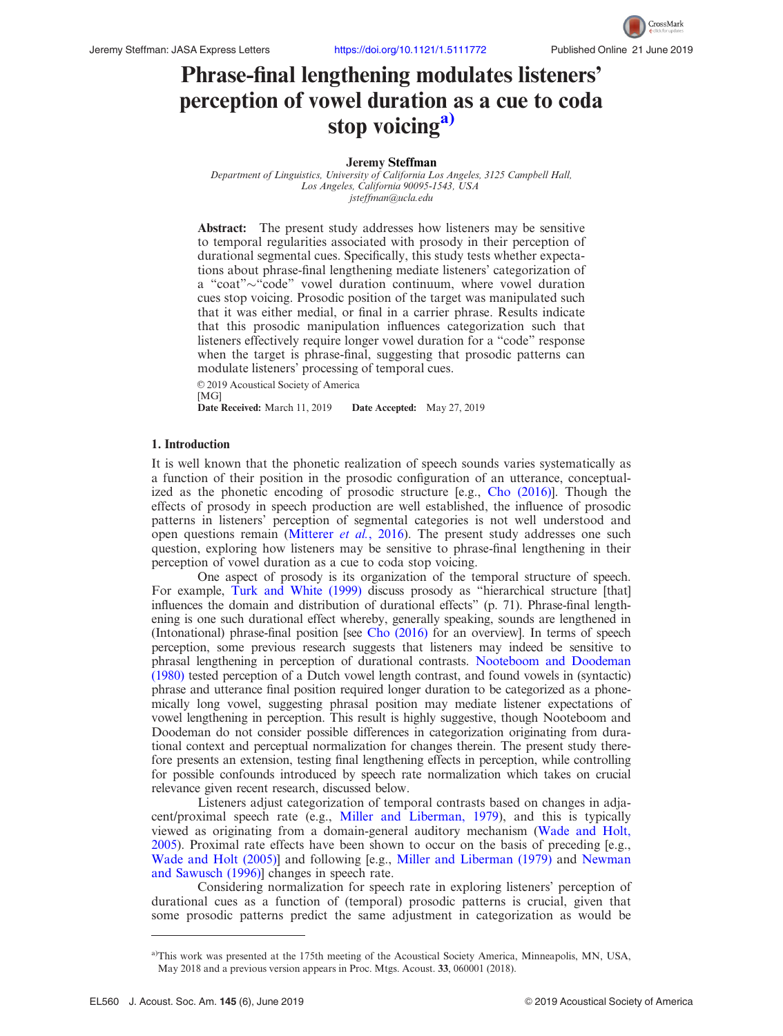# Phrase-final lengthening modulates listeners' perception of vowel duration as a cue to coda stop voicing[a)]

**Jeremy Steffman**

*Department of Linguistics, University of California Los Angeles, 3125 Campbell Hall, Los Angeles, California 90095-1543, USA*
*jsteffman@ucla.edu*

**Abstract:** The present study addresses how listeners may be sensitive to temporal regularities associated with prosody in their perception of durational segmental cues. Specifically, this study tests whether expectations about phrase-final lengthening mediate listeners' categorization of a "coat"~"code" vowel duration continuum, where vowel duration cues stop voicing. Prosodic position of the target was manipulated such that it was either medial, or final in a carrier phrase. Results indicate that this prosodic manipulation influences categorization such that listeners effectively require longer vowel duration for a "code" response when the target is phrase-final, suggesting that prosodic patterns can modulate listeners' processing of temporal cues.

© 2019 Acoustical Society of America
[MG]
**Date Received:** March 11, 2019 **Date Accepted:** May 27, 2019

## 1. Introduction

It is well known that the phonetic realization of speech sounds varies systematically as a function of their position in the prosodic configuration of an utterance, conceptualized as the phonetic encoding of prosodic structure [e.g., Cho (2016)]. Though the effects of prosody in speech production are well established, the influence of prosodic patterns in listeners' perception of segmental categories is not well understood and open questions remain (Mitterer *et al.*, 2016). The present study addresses one such question, exploring how listeners may be sensitive to phrase-final lengthening in their perception of vowel duration as a cue to coda stop voicing.

One aspect of prosody is its organization of the temporal structure of speech. For example, Turk and White (1999) discuss prosody as "hierarchical structure [that] influences the domain and distribution of durational effects" (p. 71). Phrase-final lengthening is one such durational effect whereby, generally speaking, sounds are lengthened in (Intonational) phrase-final position [see Cho (2016) for an overview]. In terms of speech perception, some previous research suggests that listeners may indeed be sensitive to phrasal lengthening in perception of durational contrasts. Nooteboom and Doodeman (1980) tested perception of a Dutch vowel length contrast, and found vowels in (syntactic) phrase and utterance final position required longer duration to be categorized as a phonemically long vowel, suggesting phrasal position may mediate listener expectations of vowel lengthening in perception. This result is highly suggestive, though Nooteboom and Doodeman do not consider possible differences in categorization originating from durational context and perceptual normalization for changes therein. The present study therefore presents an extension, testing final lengthening effects in perception, while controlling for possible confounds introduced by speech rate normalization which takes on crucial relevance given recent research, discussed below.

Listeners adjust categorization of temporal contrasts based on changes in adjacent/proximal speech rate (e.g., Miller and Liberman, 1979), and this is typically viewed as originating from a domain-general auditory mechanism (Wade and Holt, 2005). Proximal rate effects have been shown to occur on the basis of preceding [e.g., Wade and Holt (2005)] and following [e.g., Miller and Liberman (1979) and Newman and Sawusch (1996)] changes in speech rate.

Considering normalization for speech rate in exploring listeners' perception of durational cues as a function of (temporal) prosodic patterns is crucial, given that some prosodic patterns predict the same adjustment in categorization as would be

---

[a)]This work was presented at the 175th meeting of the Acoustical Society America, Minneapolis, MN, USA, May 2018 and a previous version appears in Proc. Mtgs. Acoust. **33**, 060001 (2018).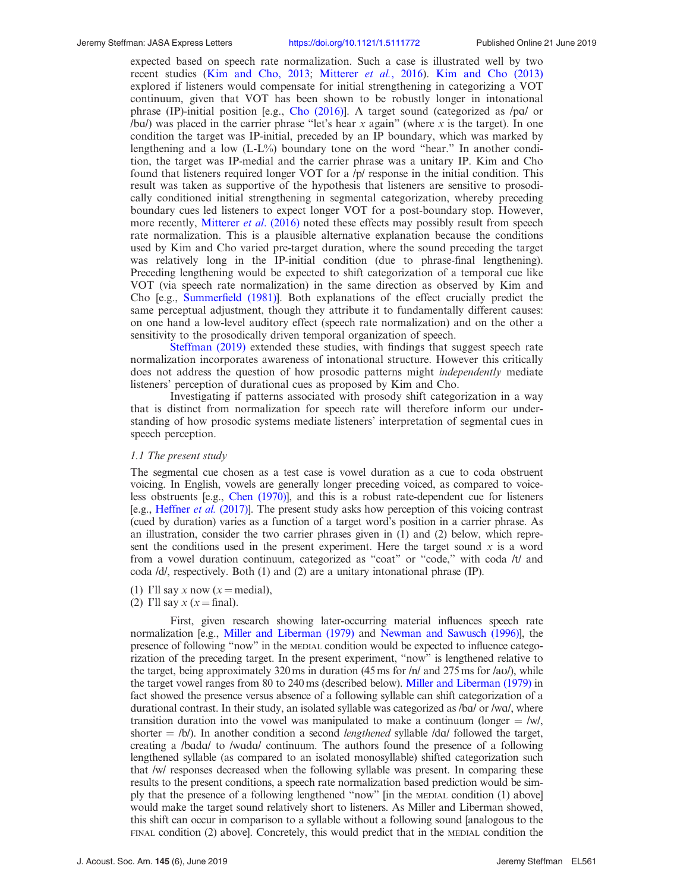expected based on speech rate normalization. Such a case is illustrated well by two recent studies (Kim and Cho, 2013; Mitterer *et al.*, 2016). Kim and Cho (2013) explored if listeners would compensate for initial strengthening in categorizing a VOT continuum, given that VOT has been shown to be robustly longer in intonational phrase (IP)-initial position [e.g., Cho (2016)]. A target sound (categorized as /pɑ/ or /bɑ/) was placed in the carrier phrase "let's hear *x* again" (where *x* is the target). In one condition the target was IP-initial, preceded by an IP boundary, which was marked by lengthening and a low (L-L%) boundary tone on the word "hear." In another condition, the target was IP-medial and the carrier phrase was a unitary IP. Kim and Cho found that listeners required longer VOT for a /p/ response in the initial condition. This result was taken as supportive of the hypothesis that listeners are sensitive to prosodically conditioned initial strengthening in segmental categorization, whereby preceding boundary cues led listeners to expect longer VOT for a post-boundary stop. However, more recently, Mitterer *et al.* (2016) noted these effects may possibly result from speech rate normalization. This is a plausible alternative explanation because the conditions used by Kim and Cho varied pre-target duration, where the sound preceding the target was relatively long in the IP-initial condition (due to phrase-final lengthening). Preceding lengthening would be expected to shift categorization of a temporal cue like VOT (via speech rate normalization) in the same direction as observed by Kim and Cho [e.g., Summerfield (1981)]. Both explanations of the effect crucially predict the same perceptual adjustment, though they attribute it to fundamentally different causes: on one hand a low-level auditory effect (speech rate normalization) and on the other a sensitivity to the prosodically driven temporal organization of speech.

Steffman (2019) extended these studies, with findings that suggest speech rate normalization incorporates awareness of intonational structure. However this critically does not address the question of how prosodic patterns might *independently* mediate listeners' perception of durational cues as proposed by Kim and Cho.

Investigating if patterns associated with prosody shift categorization in a way that is distinct from normalization for speech rate will therefore inform our understanding of how prosodic systems mediate listeners' interpretation of segmental cues in speech perception.

### 1.1 The present study

The segmental cue chosen as a test case is vowel duration as a cue to coda obstruent voicing. In English, vowels are generally longer preceding voiced, as compared to voiceless obstruents [e.g., Chen (1970)], and this is a robust rate-dependent cue for listeners [e.g., Heffner *et al.* (2017)]. The present study asks how perception of this voicing contrast (cued by duration) varies as a function of a target word's position in a carrier phrase. As an illustration, consider the two carrier phrases given in (1) and (2) below, which represent the conditions used in the present experiment. Here the target sound *x* is a word from a vowel duration continuum, categorized as "coat" or "code," with coda /t/ and coda /d/, respectively. Both (1) and (2) are a unitary intonational phrase (IP).

(1) I'll say *x* now (*x* = medial),
(2) I'll say *x* (*x* = final).

First, given research showing later-occurring material influences speech rate normalization [e.g., Miller and Liberman (1979) and Newman and Sawusch (1996)], the presence of following "now" in the MEDIAL condition would be expected to influence categorization of the preceding target. In the present experiment, "now" is lengthened relative to the target, being approximately 320 ms in duration (45 ms for /n/ and 275 ms for /aʊ/), while the target vowel ranges from 80 to 240 ms (described below). Miller and Liberman (1979) in fact showed the presence versus absence of a following syllable can shift categorization of a durational contrast. In their study, an isolated syllable was categorized as /bɑ/ or /wɑ/, where transition duration into the vowel was manipulated to make a continuum (longer = /w/, shorter = /b/). In another condition a second *lengthened* syllable /dɑ/ followed the target, creating a /bɑdɑ/ to /wɑdɑ/ continuum. The authors found the presence of a following lengthened syllable (as compared to an isolated monosyllable) shifted categorization such that /w/ responses decreased when the following syllable was present. In comparing these results to the present conditions, a speech rate normalization based prediction would be simply that the presence of a following lengthened "now" [in the MEDIAL condition (1) above] would make the target sound relatively short to listeners. As Miller and Liberman showed, this shift can occur in comparison to a syllable without a following sound [analogous to the FINAL condition (2) above]. Concretely, this would predict that in the MEDIAL condition the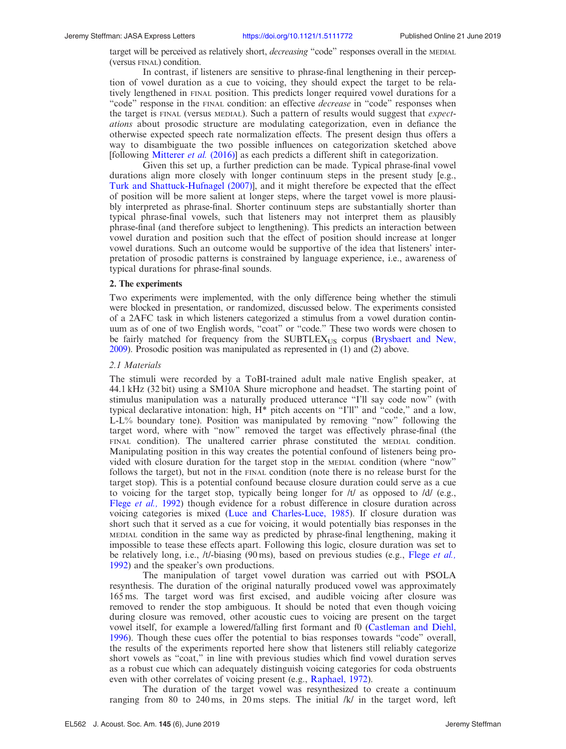target will be perceived as relatively short, *decreasing* "code" responses overall in the MEDIAL (versus FINAL) condition.

In contrast, if listeners are sensitive to phrase-final lengthening in their perception of vowel duration as a cue to voicing, they should expect the target to be relatively lengthened in FINAL position. This predicts longer required vowel durations for a "code" response in the FINAL condition: an effective *decrease* in "code" responses when the target is FINAL (versus MEDIAL). Such a pattern of results would suggest that *expectations* about prosodic structure are modulating categorization, even in defiance the otherwise expected speech rate normalization effects. The present design thus offers a way to disambiguate the two possible influences on categorization sketched above [following Mitterer *et al.* (2016)] as each predicts a different shift in categorization.

Given this set up, a further prediction can be made. Typical phrase-final vowel durations align more closely with longer continuum steps in the present study [e.g., Turk and Shattuck-Hufnagel (2007)], and it might therefore be expected that the effect of position will be more salient at longer steps, where the target vowel is more plausibly interpreted as phrase-final. Shorter continuum steps are substantially shorter than typical phrase-final vowels, such that listeners may not interpret them as plausibly phrase-final (and therefore subject to lengthening). This predicts an interaction between vowel duration and position such that the effect of position should increase at longer vowel durations. Such an outcome would be supportive of the idea that listeners' interpretation of prosodic patterns is constrained by language experience, i.e., awareness of typical durations for phrase-final sounds.

## 2. The experiments

Two experiments were implemented, with the only difference being whether the stimuli were blocked in presentation, or randomized, discussed below. The experiments consisted of a 2AFC task in which listeners categorized a stimulus from a vowel duration continuum as of one of two English words, "coat" or "code." These two words were chosen to be fairly matched for frequency from the $\text{SUBTLEX}_{\text{US}}$ corpus (Brysbaert and New, 2009). Prosodic position was manipulated as represented in (1) and (2) above.

### 2.1 Materials

The stimuli were recorded by a ToBI-trained adult male native English speaker, at 44.1 kHz (32 bit) using a SM10A Shure microphone and headset. The starting point of stimulus manipulation was a naturally produced utterance "I'll say code now" (with typical declarative intonation: high, H* pitch accents on "I'll" and "code," and a low, L-L% boundary tone). Position was manipulated by removing "now" following the target word, where with "now" removed the target was effectively phrase-final (the FINAL condition). The unaltered carrier phrase constituted the MEDIAL condition. Manipulating position in this way creates the potential confound of listeners being provided with closure duration for the target stop in the MEDIAL condition (where "now" follows the target), but not in the FINAL condition (note there is no release burst for the target stop). This is a potential confound because closure duration could serve as a cue to voicing for the target stop, typically being longer for /t/ as opposed to /d/ (e.g., Flege *et al.,* 1992) though evidence for a robust difference in closure duration across voicing categories is mixed (Luce and Charles-Luce, 1985). If closure duration was short such that it served as a cue for voicing, it would potentially bias responses in the MEDIAL condition in the same way as predicted by phrase-final lengthening, making it impossible to tease these effects apart. Following this logic, closure duration was set to be relatively long, i.e., /t/-biasing (90 ms), based on previous studies (e.g., Flege *et al.,* 1992) and the speaker's own productions.

The manipulation of target vowel duration was carried out with PSOLA resynthesis. The duration of the original naturally produced vowel was approximately 165 ms. The target word was first excised, and audible voicing after closure was removed to render the stop ambiguous. It should be noted that even though voicing during closure was removed, other acoustic cues to voicing are present on the target vowel itself, for example a lowered/falling first formant and f0 (Castleman and Diehl, 1996). Though these cues offer the potential to bias responses towards "code" overall, the results of the experiments reported here show that listeners still reliably categorize short vowels as "coat," in line with previous studies which find vowel duration serves as a robust cue which can adequately distinguish voicing categories for coda obstruents even with other correlates of voicing present (e.g., Raphael, 1972).

The duration of the target vowel was resynthesized to create a continuum ranging from 80 to 240 ms, in 20 ms steps. The initial /k/ in the target word, left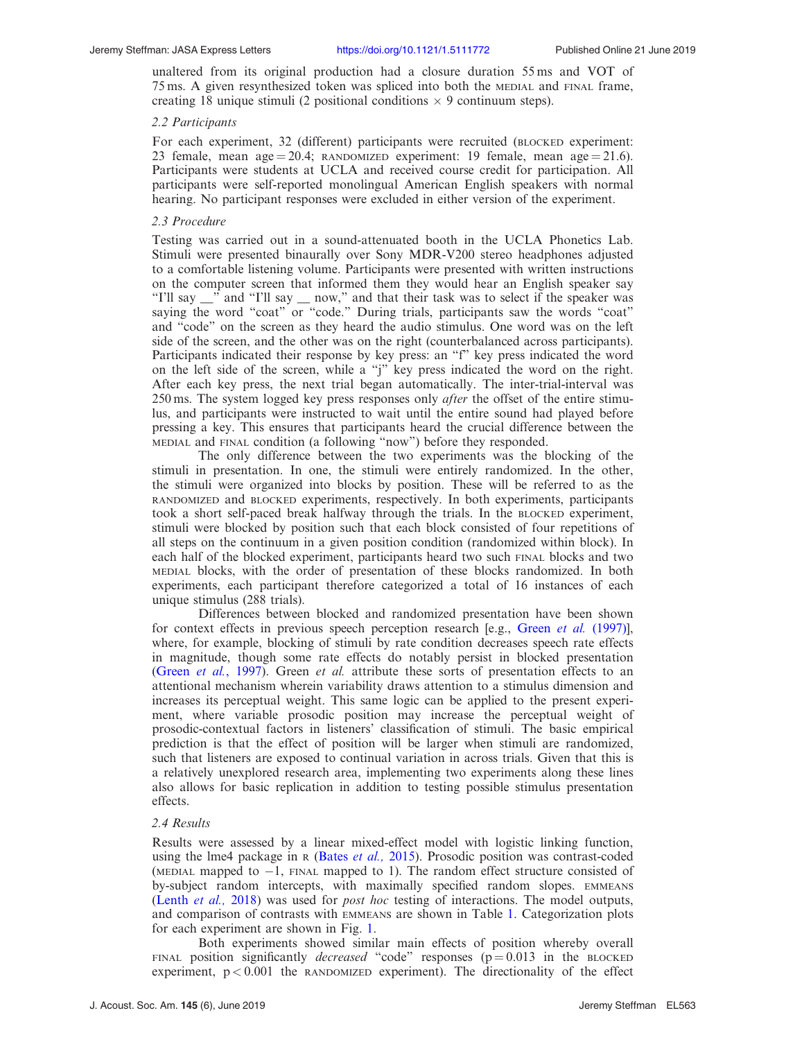unaltered from its original production had a closure duration 55 ms and VOT of 75 ms. A given resynthesized token was spliced into both the MEDIAL and FINAL frame, creating 18 unique stimuli (2 positional conditions × 9 continuum steps).

### 2.2 Participants

For each experiment, 32 (different) participants were recruited (BLOCKED experiment: 23 female, mean age = 20.4; RANDOMIZED experiment: 19 female, mean age = 21.6). Participants were students at UCLA and received course credit for participation. All participants were self-reported monolingual American English speakers with normal hearing. No participant responses were excluded in either version of the experiment.

### 2.3 Procedure

Testing was carried out in a sound-attenuated booth in the UCLA Phonetics Lab. Stimuli were presented binaurally over Sony MDR-V200 stereo headphones adjusted to a comfortable listening volume. Participants were presented with written instructions on the computer screen that informed them they would hear an English speaker say "I'll say __" and "I'll say __ now," and that their task was to select if the speaker was saying the word "coat" or "code." During trials, participants saw the words "coat" and "code" on the screen as they heard the audio stimulus. One word was on the left side of the screen, and the other was on the right (counterbalanced across participants). Participants indicated their response by key press: an "f" key press indicated the word on the left side of the screen, while a "j" key press indicated the word on the right. After each key press, the next trial began automatically. The inter-trial-interval was 250 ms. The system logged key press responses only *after* the offset of the entire stimulus, and participants were instructed to wait until the entire sound had played before pressing a key. This ensures that participants heard the crucial difference between the MEDIAL and FINAL condition (a following "now") before they responded.

The only difference between the two experiments was the blocking of the stimuli in presentation. In one, the stimuli were entirely randomized. In the other, the stimuli were organized into blocks by position. These will be referred to as the RANDOMIZED and BLOCKED experiments, respectively. In both experiments, participants took a short self-paced break halfway through the trials. In the BLOCKED experiment, stimuli were blocked by position such that each block consisted of four repetitions of all steps on the continuum in a given position condition (randomized within block). In each half of the blocked experiment, participants heard two such FINAL blocks and two MEDIAL blocks, with the order of presentation of these blocks randomized. In both experiments, each participant therefore categorized a total of 16 instances of each unique stimulus (288 trials).

Differences between blocked and randomized presentation have been shown for context effects in previous speech perception research [e.g., Green *et al.* (1997)], where, for example, blocking of stimuli by rate condition decreases speech rate effects in magnitude, though some rate effects do notably persist in blocked presentation (Green *et al.*, 1997). Green *et al.* attribute these sorts of presentation effects to an attentional mechanism wherein variability draws attention to a stimulus dimension and increases its perceptual weight. This same logic can be applied to the present experiment, where variable prosodic position may increase the perceptual weight of prosodic-contextual factors in listeners' classification of stimuli. The basic empirical prediction is that the effect of position will be larger when stimuli are randomized, such that listeners are exposed to continual variation in across trials. Given that this is a relatively unexplored research area, implementing two experiments along these lines also allows for basic replication in addition to testing possible stimulus presentation effects.

### 2.4 Results

Results were assessed by a linear mixed-effect model with logistic linking function, using the lme4 package in R (Bates *et al.*, 2015). Prosodic position was contrast-coded (MEDIAL mapped to −1, FINAL mapped to 1). The random effect structure consisted of by-subject random intercepts, with maximally specified random slopes. EMMEANS (Lenth *et al.*, 2018) was used for *post hoc* testing of interactions. The model outputs, and comparison of contrasts with EMMEANS are shown in Table 1. Categorization plots for each experiment are shown in Fig. 1.

Both experiments showed similar main effects of position whereby overall FINAL position significantly *decreased* "code" responses ($p = 0.013$ in the BLOCKED experiment, $p < 0.001$ the RANDOMIZED experiment). The directionality of the effect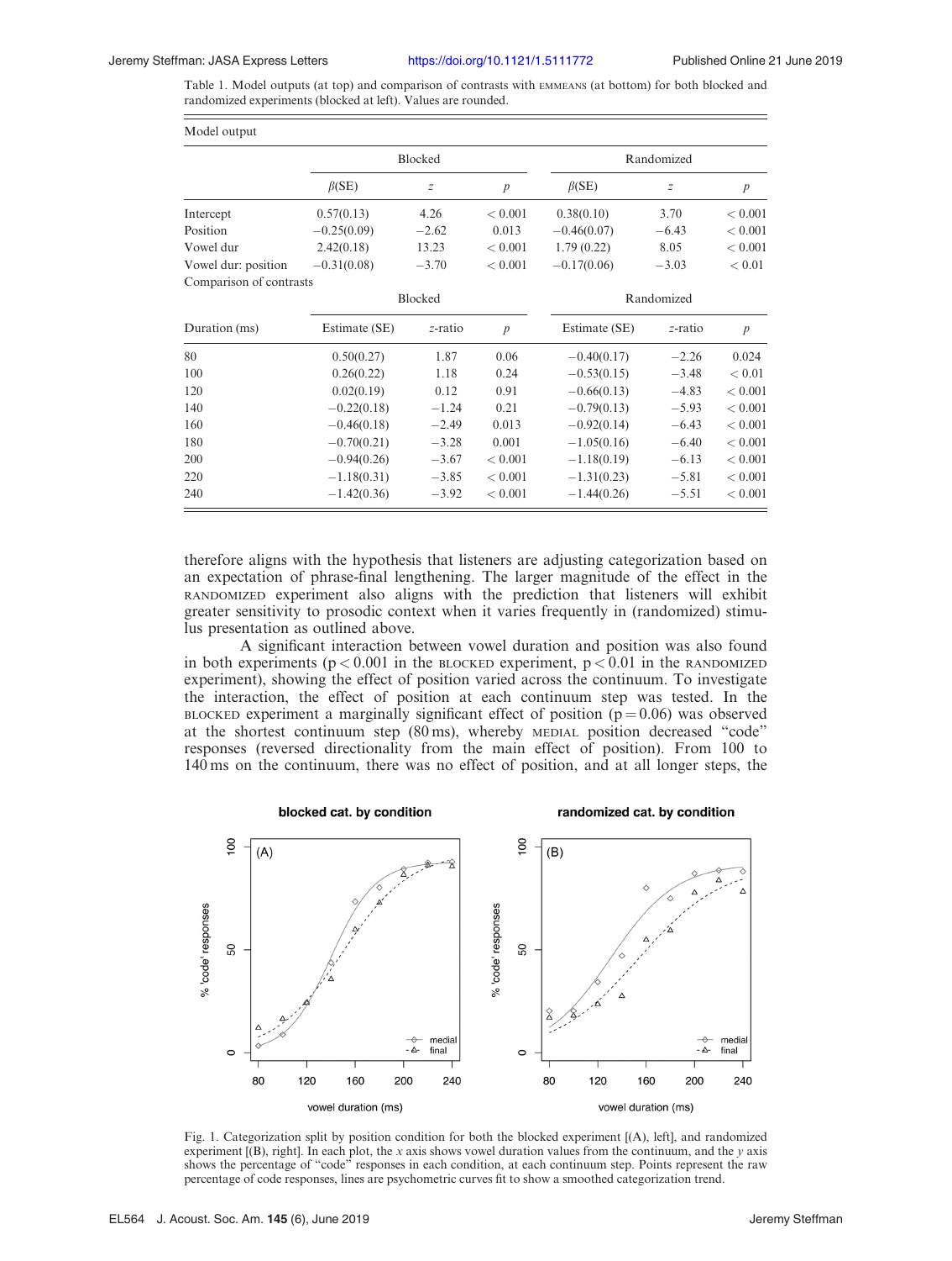Table 1. Model outputs (at top) and comparison of contrasts with EMMEANS (at bottom) for both blocked and randomized experiments (blocked at left). Values are rounded.

| Model output | Blocked | | | Randomized | | |
|---|---|---|---|---|---|---|
| | $\beta$(SE) | $z$ | $p$ | $\beta$(SE) | $z$ | $p$ |
| Intercept | 0.57(0.13) | 4.26 | < 0.001 | 0.38(0.10) | 3.70 | < 0.001 |
| Position | −0.25(0.09) | −2.62 | 0.013 | −0.46(0.07) | −6.43 | < 0.001 |
| Vowel dur | 2.42(0.18) | 13.23 | < 0.001 | 1.79 (0.22) | 8.05 | < 0.001 |
| Vowel dur: position | −0.31(0.08) | −3.70 | < 0.001 | −0.17(0.06) | −3.03 | < 0.01 |

| Comparison of contrasts | Blocked | | | Randomized | | |
|---|---|---|---|---|---|---|
| Duration (ms) | Estimate (SE) | $z$-ratio | $p$ | Estimate (SE) | $z$-ratio | $p$ |
| 80 | 0.50(0.27) | 1.87 | 0.06 | −0.40(0.17) | −2.26 | 0.024 |
| 100 | 0.26(0.22) | 1.18 | 0.24 | −0.53(0.15) | −3.48 | < 0.01 |
| 120 | 0.02(0.19) | 0.12 | 0.91 | −0.66(0.13) | −4.83 | < 0.001 |
| 140 | −0.22(0.18) | −1.24 | 0.21 | −0.79(0.13) | −5.93 | < 0.001 |
| 160 | −0.46(0.18) | −2.49 | 0.013 | −0.92(0.14) | −6.43 | < 0.001 |
| 180 | −0.70(0.21) | −3.28 | 0.001 | −1.05(0.16) | −6.40 | < 0.001 |
| 200 | −0.94(0.26) | −3.67 | < 0.001 | −1.18(0.19) | −6.13 | < 0.001 |
| 220 | −1.18(0.31) | −3.85 | < 0.001 | −1.31(0.23) | −5.81 | < 0.001 |
| 240 | −1.42(0.36) | −3.92 | < 0.001 | −1.44(0.26) | −5.51 | < 0.001 |

therefore aligns with the hypothesis that listeners are adjusting categorization based on an expectation of phrase-final lengthening. The larger magnitude of the effect in the RANDOMIZED experiment also aligns with the prediction that listeners will exhibit greater sensitivity to prosodic context when it varies frequently in (randomized) stimulus presentation as outlined above.

A significant interaction between vowel duration and position was also found in both experiments ($p < 0.001$ in the BLOCKED experiment, $p < 0.01$ in the RANDOMIZED experiment), showing the effect of position varied across the continuum. To investigate the interaction, the effect of position at each continuum step was tested. In the BLOCKED experiment a marginally significant effect of position ($p = 0.06$) was observed at the shortest continuum step (80 ms), whereby MEDIAL position decreased "code" responses (reversed directionality from the main effect of position). From 100 to 140 ms on the continuum, there was no effect of position, and at all longer steps, the

Fig. 1. Categorization split by position condition for both the blocked experiment [(A), left], and randomized experiment [(B), right]. In each plot, the $x$ axis shows vowel duration values from the continuum, and the $y$ axis shows the percentage of "code" responses in each condition, at each continuum step. Points represent the raw percentage of code responses, lines are psychometric curves fit to show a smoothed categorization trend.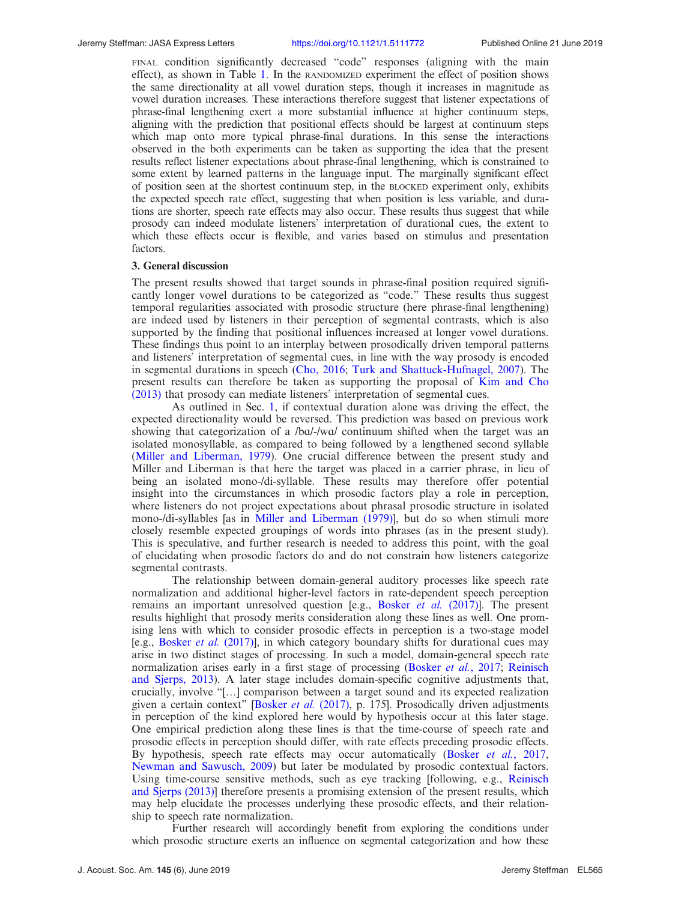FINAL condition significantly decreased "code" responses (aligning with the main effect), as shown in Table 1. In the RANDOMIZED experiment the effect of position shows the same directionality at all vowel duration steps, though it increases in magnitude as vowel duration increases. These interactions therefore suggest that listener expectations of phrase-final lengthening exert a more substantial influence at higher continuum steps, aligning with the prediction that positional effects should be largest at continuum steps which map onto more typical phrase-final durations. In this sense the interactions observed in the both experiments can be taken as supporting the idea that the present results reflect listener expectations about phrase-final lengthening, which is constrained to some extent by learned patterns in the language input. The marginally significant effect of position seen at the shortest continuum step, in the BLOCKED experiment only, exhibits the expected speech rate effect, suggesting that when position is less variable, and durations are shorter, speech rate effects may also occur. These results thus suggest that while prosody can indeed modulate listeners' interpretation of durational cues, the extent to which these effects occur is flexible, and varies based on stimulus and presentation factors.

### 3. General discussion

The present results showed that target sounds in phrase-final position required significantly longer vowel durations to be categorized as "code." These results thus suggest temporal regularities associated with prosodic structure (here phrase-final lengthening) are indeed used by listeners in their perception of segmental contrasts, which is also supported by the finding that positional influences increased at longer vowel durations. These findings thus point to an interplay between prosodically driven temporal patterns and listeners' interpretation of segmental cues, in line with the way prosody is encoded in segmental durations in speech (Cho, 2016; Turk and Shattuck-Hufnagel, 2007). The present results can therefore be taken as supporting the proposal of Kim and Cho (2013) that prosody can mediate listeners' interpretation of segmental cues.

As outlined in Sec. 1, if contextual duration alone was driving the effect, the expected directionality would be reversed. This prediction was based on previous work showing that categorization of a /bɑ/-/wɑ/ continuum shifted when the target was an isolated monosyllable, as compared to being followed by a lengthened second syllable (Miller and Liberman, 1979). One crucial difference between the present study and Miller and Liberman is that here the target was placed in a carrier phrase, in lieu of being an isolated mono-/di-syllable. These results may therefore offer potential insight into the circumstances in which prosodic factors play a role in perception, where listeners do not project expectations about phrasal prosodic structure in isolated mono-/di-syllables [as in Miller and Liberman (1979)], but do so when stimuli more closely resemble expected groupings of words into phrases (as in the present study). This is speculative, and further research is needed to address this point, with the goal of elucidating when prosodic factors do and do not constrain how listeners categorize segmental contrasts.

The relationship between domain-general auditory processes like speech rate normalization and additional higher-level factors in rate-dependent speech perception remains an important unresolved question [e.g., Bosker *et al.* (2017)]. The present results highlight that prosody merits consideration along these lines as well. One promising lens with which to consider prosodic effects in perception is a two-stage model [e.g., Bosker *et al.* (2017)], in which category boundary shifts for durational cues may arise in two distinct stages of processing. In such a model, domain-general speech rate normalization arises early in a first stage of processing (Bosker *et al.*, 2017; Reinisch and Sjerps, 2013). A later stage includes domain-specific cognitive adjustments that, crucially, involve "[…] comparison between a target sound and its expected realization given a certain context" [Bosker *et al.* (2017), p. 175]. Prosodically driven adjustments in perception of the kind explored here would by hypothesis occur at this later stage. One empirical prediction along these lines is that the time-course of speech rate and prosodic effects in perception should differ, with rate effects preceding prosodic effects. By hypothesis, speech rate effects may occur automatically (Bosker *et al.*, 2017, Newman and Sawusch, 2009) but later be modulated by prosodic contextual factors. Using time-course sensitive methods, such as eye tracking [following, e.g., Reinisch and Sjerps (2013)] therefore presents a promising extension of the present results, which may help elucidate the processes underlying these prosodic effects, and their relationship to speech rate normalization.

Further research will accordingly benefit from exploring the conditions under which prosodic structure exerts an influence on segmental categorization and how these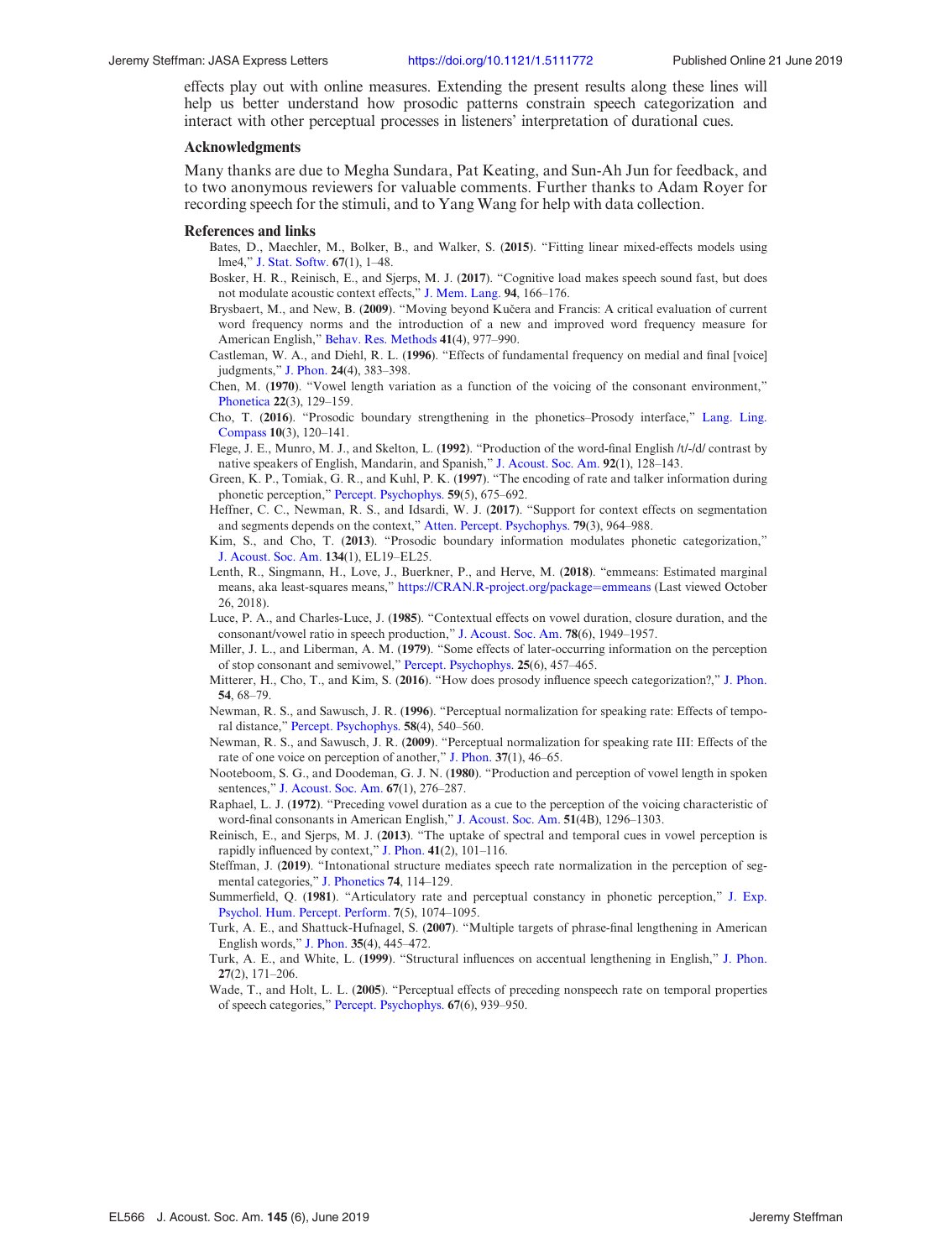effects play out with online measures. Extending the present results along these lines will help us better understand how prosodic patterns constrain speech categorization and interact with other perceptual processes in listeners' interpretation of durational cues.

### Acknowledgments

Many thanks are due to Megha Sundara, Pat Keating, and Sun-Ah Jun for feedback, and to two anonymous reviewers for valuable comments. Further thanks to Adam Royer for recording speech for the stimuli, and to Yang Wang for help with data collection.

### References and links

Bates, D., Maechler, M., Bolker, B., and Walker, S. (**2015**). "Fitting linear mixed-effects models using lme4," J. Stat. Softw. **67**(1), 1–48.

Bosker, H. R., Reinisch, E., and Sjerps, M. J. (**2017**). "Cognitive load makes speech sound fast, but does not modulate acoustic context effects," J. Mem. Lang. **94**, 166–176.

Brysbaert, M., and New, B. (**2009**). "Moving beyond Kučera and Francis: A critical evaluation of current word frequency norms and the introduction of a new and improved word frequency measure for American English," Behav. Res. Methods **41**(4), 977–990.

Castleman, W. A., and Diehl, R. L. (**1996**). "Effects of fundamental frequency on medial and final [voice] judgments," J. Phon. **24**(4), 383–398.

Chen, M. (**1970**). "Vowel length variation as a function of the voicing of the consonant environment," Phonetica **22**(3), 129–159.

Cho, T. (**2016**). "Prosodic boundary strengthening in the phonetics–Prosody interface," Lang. Ling. Compass **10**(3), 120–141.

Flege, J. E., Munro, M. J., and Skelton, L. (**1992**). "Production of the word-final English /t/-/d/ contrast by native speakers of English, Mandarin, and Spanish," J. Acoust. Soc. Am. **92**(1), 128–143.

Green, K. P., Tomiak, G. R., and Kuhl, P. K. (**1997**). "The encoding of rate and talker information during phonetic perception," Percept. Psychophys. **59**(5), 675–692.

Heffner, C. C., Newman, R. S., and Idsardi, W. J. (**2017**). "Support for context effects on segmentation and segments depends on the context," Atten. Percept. Psychophys. **79**(3), 964–988.

Kim, S., and Cho, T. (**2013**). "Prosodic boundary information modulates phonetic categorization," J. Acoust. Soc. Am. **134**(1), EL19–EL25.

Lenth, R., Singmann, H., Love, J., Buerkner, P., and Herve, M. (**2018**). "emmeans: Estimated marginal means, aka least-squares means," https://CRAN.R-project.org/package=emmeans (Last viewed October 26, 2018).

Luce, P. A., and Charles-Luce, J. (**1985**). "Contextual effects on vowel duration, closure duration, and the consonant/vowel ratio in speech production," J. Acoust. Soc. Am. **78**(6), 1949–1957.

Miller, J. L., and Liberman, A. M. (**1979**). "Some effects of later-occurring information on the perception of stop consonant and semivowel," Percept. Psychophys. **25**(6), 457–465.

Mitterer, H., Cho, T., and Kim, S. (**2016**). "How does prosody influence speech categorization?," J. Phon. **54**, 68–79.

Newman, R. S., and Sawusch, J. R. (**1996**). "Perceptual normalization for speaking rate: Effects of temporal distance," Percept. Psychophys. **58**(4), 540–560.

Newman, R. S., and Sawusch, J. R. (**2009**). "Perceptual normalization for speaking rate III: Effects of the rate of one voice on perception of another," J. Phon. **37**(1), 46–65.

Nooteboom, S. G., and Doodeman, G. J. N. (**1980**). "Production and perception of vowel length in spoken sentences," J. Acoust. Soc. Am. **67**(1), 276–287.

Raphael, L. J. (**1972**). "Preceding vowel duration as a cue to the perception of the voicing characteristic of word-final consonants in American English," J. Acoust. Soc. Am. **51**(4B), 1296–1303.

Reinisch, E., and Sjerps, M. J. (**2013**). "The uptake of spectral and temporal cues in vowel perception is rapidly influenced by context," J. Phon. **41**(2), 101–116.

Steffman, J. (**2019**). "Intonational structure mediates speech rate normalization in the perception of segmental categories," J. Phonetics **74**, 114–129.

Summerfield, Q. (**1981**). "Articulatory rate and perceptual constancy in phonetic perception," J. Exp. Psychol. Hum. Percept. Perform. **7**(5), 1074–1095.

Turk, A. E., and Shattuck-Hufnagel, S. (**2007**). "Multiple targets of phrase-final lengthening in American English words," J. Phon. **35**(4), 445–472.

Turk, A. E., and White, L. (**1999**). "Structural influences on accentual lengthening in English," J. Phon. **27**(2), 171–206.

Wade, T., and Holt, L. L. (**2005**). "Perceptual effects of preceding nonspeech rate on temporal properties of speech categories," Percept. Psychophys. **67**(6), 939–950.